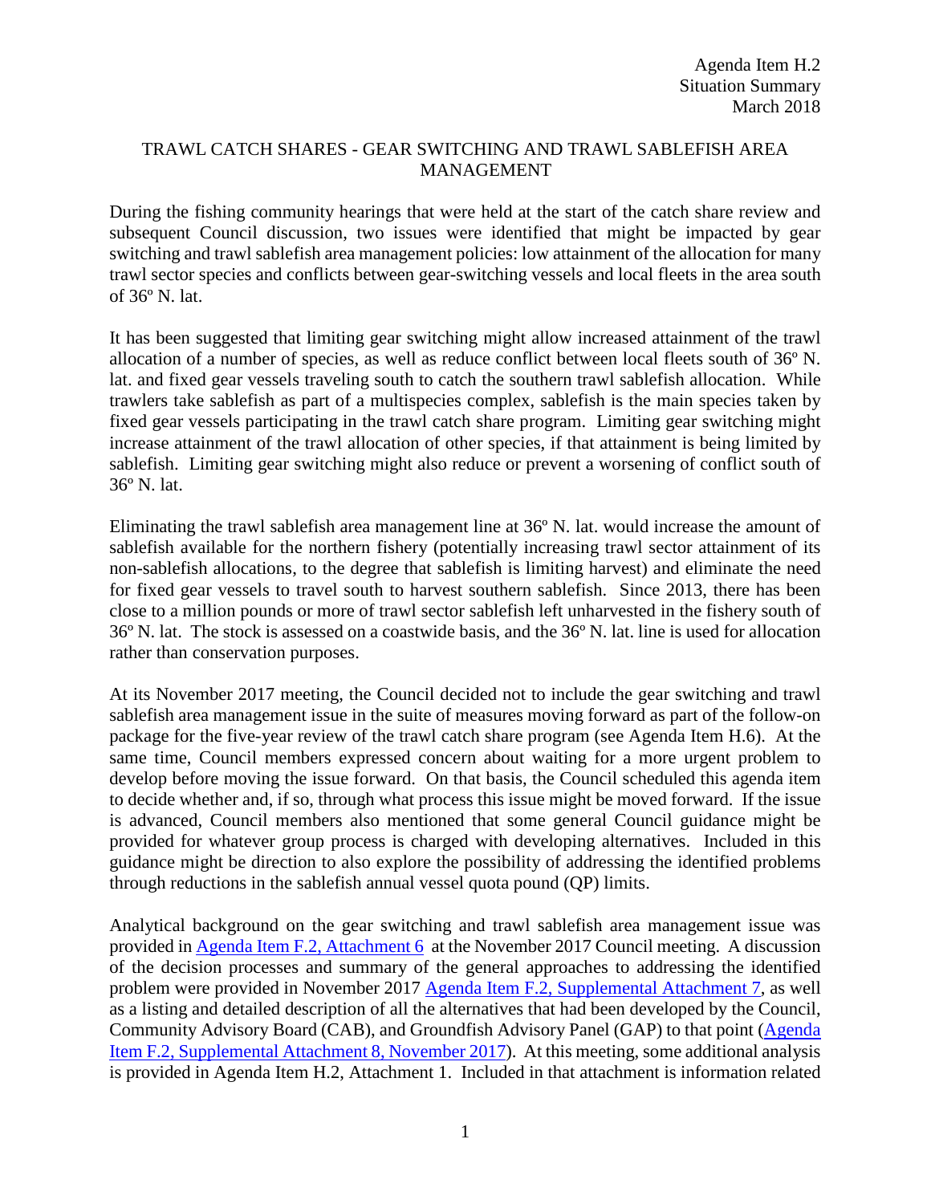Agenda Item H.2
Situation Summary
March 2018

# TRAWL CATCH SHARES - GEAR SWITCHING AND TRAWL SABLEFISH AREA MANAGEMENT

During the fishing community hearings that were held at the start of the catch share review and subsequent Council discussion, two issues were identified that might be impacted by gear switching and trawl sablefish area management policies: low attainment of the allocation for many trawl sector species and conflicts between gear-switching vessels and local fleets in the area south of 36º N. lat.

It has been suggested that limiting gear switching might allow increased attainment of the trawl allocation of a number of species, as well as reduce conflict between local fleets south of 36º N. lat. and fixed gear vessels traveling south to catch the southern trawl sablefish allocation. While trawlers take sablefish as part of a multispecies complex, sablefish is the main species taken by fixed gear vessels participating in the trawl catch share program. Limiting gear switching might increase attainment of the trawl allocation of other species, if that attainment is being limited by sablefish. Limiting gear switching might also reduce or prevent a worsening of conflict south of 36º N. lat.

Eliminating the trawl sablefish area management line at 36º N. lat. would increase the amount of sablefish available for the northern fishery (potentially increasing trawl sector attainment of its non-sablefish allocations, to the degree that sablefish is limiting harvest) and eliminate the need for fixed gear vessels to travel south to harvest southern sablefish. Since 2013, there has been close to a million pounds or more of trawl sector sablefish left unharvested in the fishery south of 36º N. lat. The stock is assessed on a coastwide basis, and the 36º N. lat. line is used for allocation rather than conservation purposes.

At its November 2017 meeting, the Council decided not to include the gear switching and trawl sablefish area management issue in the suite of measures moving forward as part of the follow-on package for the five-year review of the trawl catch share program (see Agenda Item H.6). At the same time, Council members expressed concern about waiting for a more urgent problem to develop before moving the issue forward. On that basis, the Council scheduled this agenda item to decide whether and, if so, through what process this issue might be moved forward. If the issue is advanced, Council members also mentioned that some general Council guidance might be provided for whatever group process is charged with developing alternatives. Included in this guidance might be direction to also explore the possibility of addressing the identified problems through reductions in the sablefish annual vessel quota pound (QP) limits.

Analytical background on the gear switching and trawl sablefish area management issue was provided in Agenda Item F.2, Attachment 6 at the November 2017 Council meeting. A discussion of the decision processes and summary of the general approaches to addressing the identified problem were provided in November 2017 Agenda Item F.2, Supplemental Attachment 7, as well as a listing and detailed description of all the alternatives that had been developed by the Council, Community Advisory Board (CAB), and Groundfish Advisory Panel (GAP) to that point (Agenda Item F.2, Supplemental Attachment 8, November 2017). At this meeting, some additional analysis is provided in Agenda Item H.2, Attachment 1. Included in that attachment is information related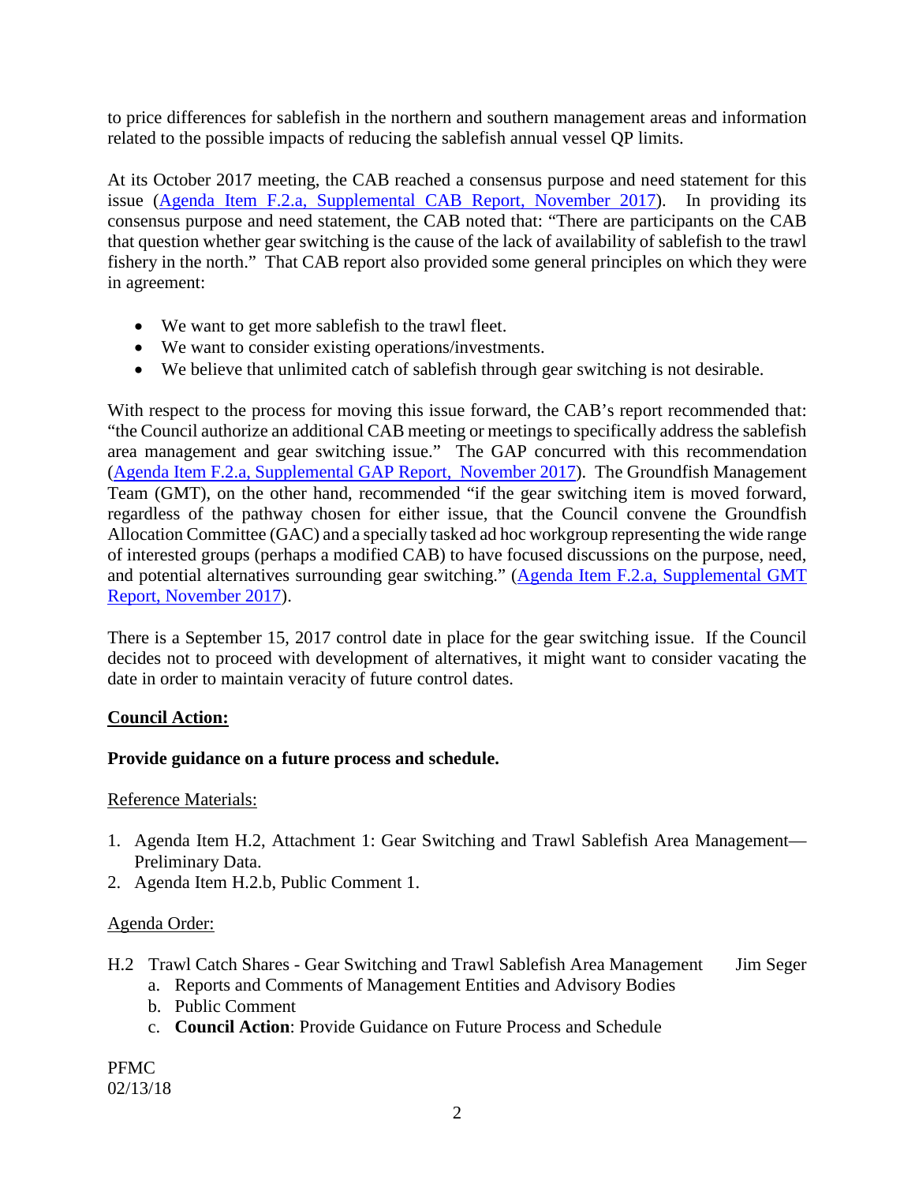to price differences for sablefish in the northern and southern management areas and information related to the possible impacts of reducing the sablefish annual vessel QP limits.

At its October 2017 meeting, the CAB reached a consensus purpose and need statement for this issue (Agenda Item F.2.a, Supplemental CAB Report, November 2017). In providing its consensus purpose and need statement, the CAB noted that: "There are participants on the CAB that question whether gear switching is the cause of the lack of availability of sablefish to the trawl fishery in the north." That CAB report also provided some general principles on which they were in agreement:

- We want to get more sablefish to the trawl fleet.
- We want to consider existing operations/investments.
- We believe that unlimited catch of sablefish through gear switching is not desirable.

With respect to the process for moving this issue forward, the CAB's report recommended that: "the Council authorize an additional CAB meeting or meetings to specifically address the sablefish area management and gear switching issue." The GAP concurred with this recommendation (Agenda Item F.2.a, Supplemental GAP Report, November 2017). The Groundfish Management Team (GMT), on the other hand, recommended "if the gear switching item is moved forward, regardless of the pathway chosen for either issue, that the Council convene the Groundfish Allocation Committee (GAC) and a specially tasked ad hoc workgroup representing the wide range of interested groups (perhaps a modified CAB) to have focused discussions on the purpose, need, and potential alternatives surrounding gear switching." (Agenda Item F.2.a, Supplemental GMT Report, November 2017).

There is a September 15, 2017 control date in place for the gear switching issue. If the Council decides not to proceed with development of alternatives, it might want to consider vacating the date in order to maintain veracity of future control dates.

**Council Action:**

**Provide guidance on a future process and schedule.**

Reference Materials:

1. Agenda Item H.2, Attachment 1: Gear Switching and Trawl Sablefish Area Management—Preliminary Data.
2. Agenda Item H.2.b, Public Comment 1.

Agenda Order:

H.2 Trawl Catch Shares - Gear Switching and Trawl Sablefish Area Management — Jim Seger
   a. Reports and Comments of Management Entities and Advisory Bodies
   b. Public Comment
   c. **Council Action**: Provide Guidance on Future Process and Schedule

PFMC
02/13/18